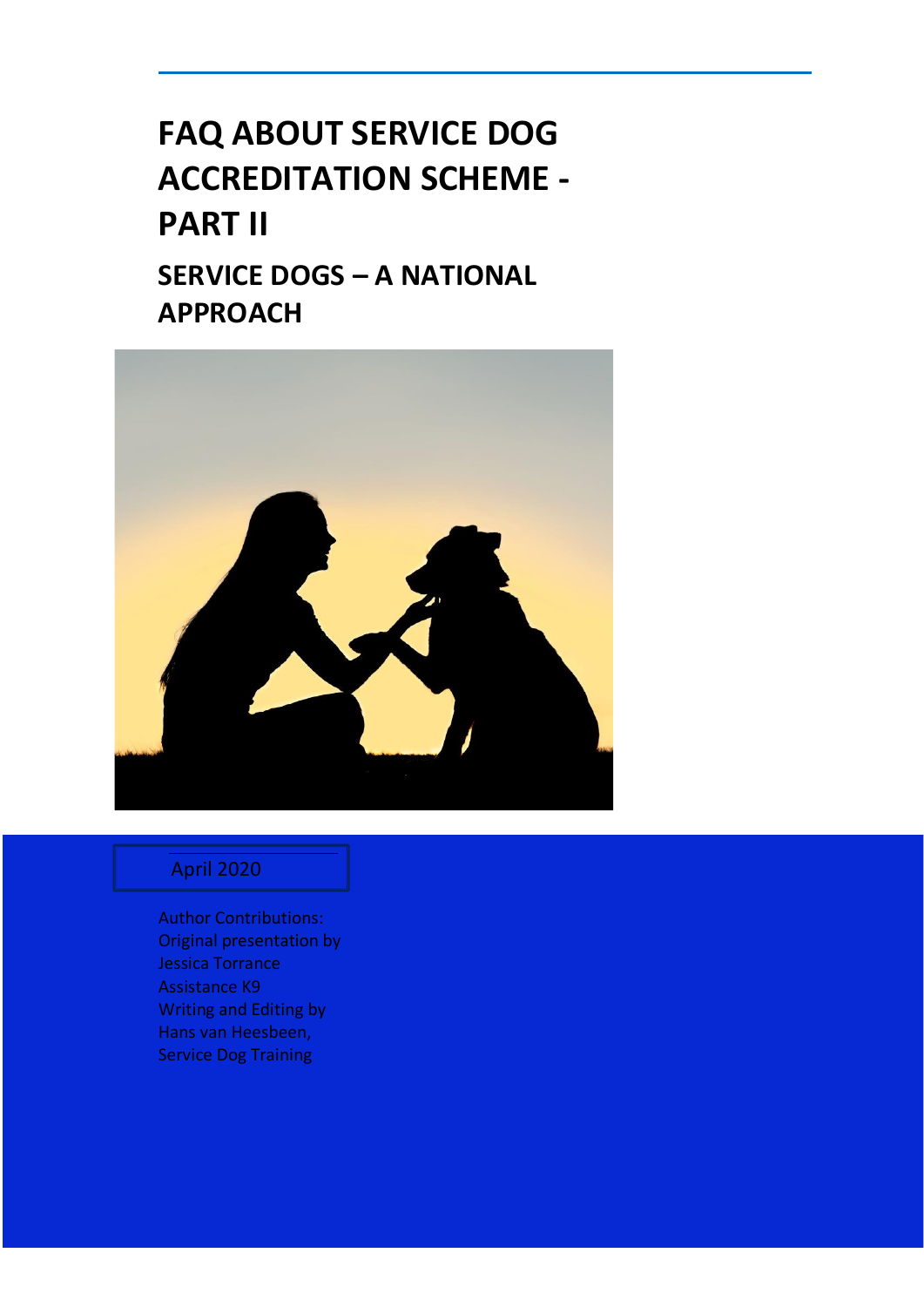# FAQ ABOUT SERVICE DOG ACCREDITATION SCHEME - PART II

## SERVICE DOGS – A NATIONAL APPROACH

April 2020

Author Contributions:
Original presentation by Jessica Torrance
Assistance K9
Writing and Editing by Hans van Heesbeen,
Service Dog Training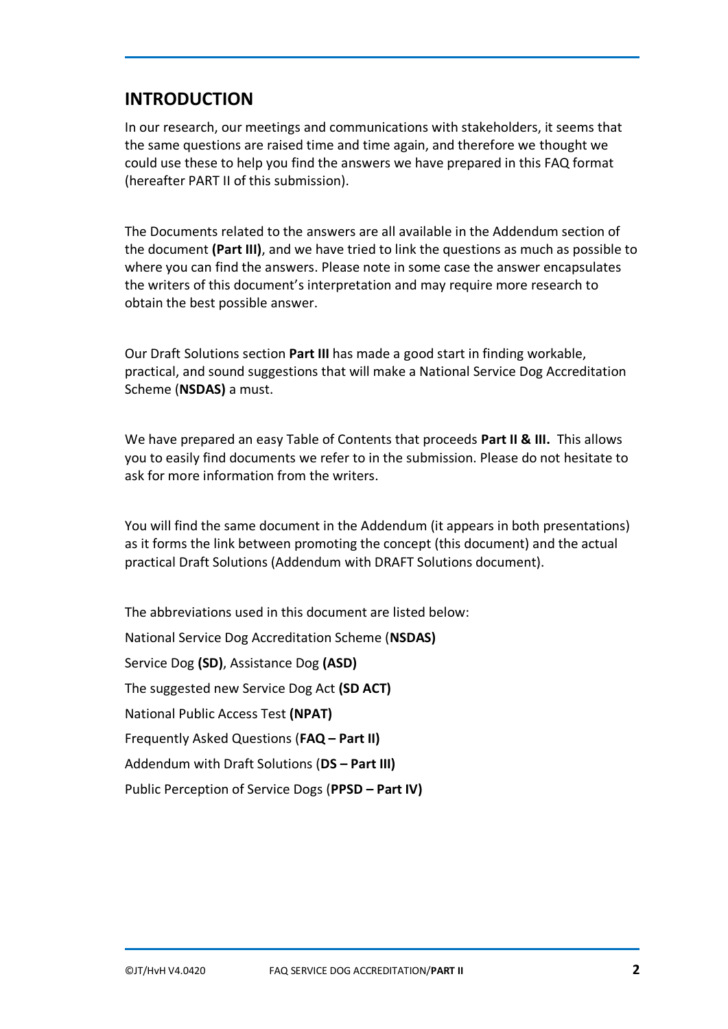## INTRODUCTION

In our research, our meetings and communications with stakeholders, it seems that the same questions are raised time and time again, and therefore we thought we could use these to help you find the answers we have prepared in this FAQ format (hereafter PART II of this submission).

The Documents related to the answers are all available in the Addendum section of the document **(Part III)**, and we have tried to link the questions as much as possible to where you can find the answers. Please note in some case the answer encapsulates the writers of this document's interpretation and may require more research to obtain the best possible answer.

Our Draft Solutions section **Part III** has made a good start in finding workable, practical, and sound suggestions that will make a National Service Dog Accreditation Scheme (**NSDAS)** a must.

We have prepared an easy Table of Contents that proceeds **Part II & III.** This allows you to easily find documents we refer to in the submission. Please do not hesitate to ask for more information from the writers.

You will find the same document in the Addendum (it appears in both presentations) as it forms the link between promoting the concept (this document) and the actual practical Draft Solutions (Addendum with DRAFT Solutions document).

The abbreviations used in this document are listed below:

National Service Dog Accreditation Scheme (**NSDAS)**

Service Dog **(SD)**, Assistance Dog **(ASD)**

The suggested new Service Dog Act **(SD ACT)**

National Public Access Test **(NPAT)**

Frequently Asked Questions (**FAQ – Part II)**

Addendum with Draft Solutions (**DS – Part III)**

Public Perception of Service Dogs (**PPSD – Part IV)**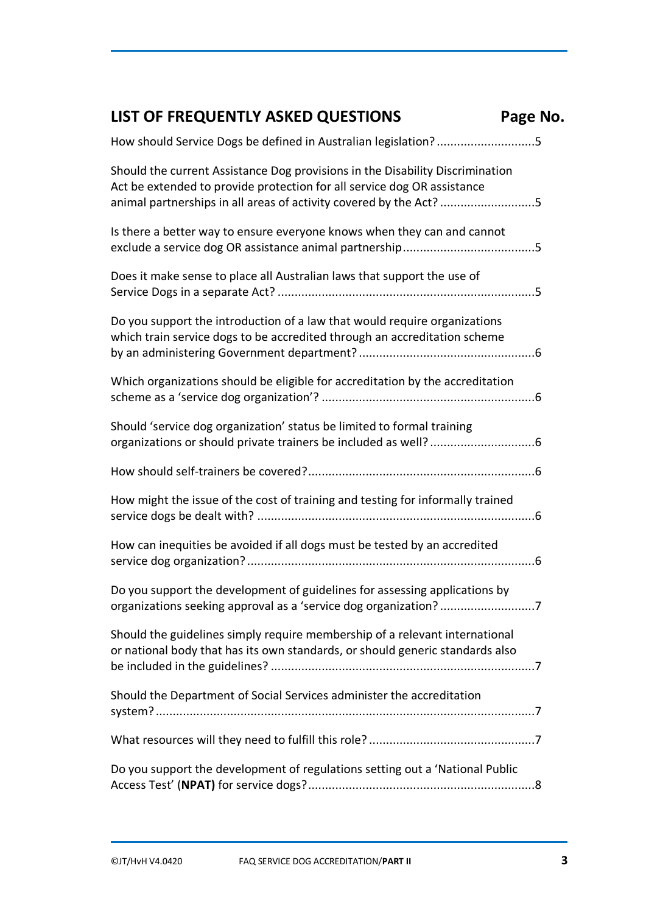## LIST OF FREQUENTLY ASKED QUESTIONS — Page No.

How should Service Dogs be defined in Australian legislation? ............................5

Should the current Assistance Dog provisions in the Disability Discrimination Act be extended to provide protection for all service dog OR assistance animal partnerships in all areas of activity covered by the Act? ...........................5

Is there a better way to ensure everyone knows when they can and cannot exclude a service dog OR assistance animal partnership......................................5

Does it make sense to place all Australian laws that support the use of Service Dogs in a separate Act? ...........................................................................5

Do you support the introduction of a law that would require organizations which train service dogs to be accredited through an accreditation scheme by an administering Government department? ...................................................6

Which organizations should be eligible for accreditation by the accreditation scheme as a 'service dog organization'? ..............................................................6

Should 'service dog organization' status be limited to formal training organizations or should private trainers be included as well? ..............................6

How should self-trainers be covered?..................................................................6

How might the issue of the cost of training and testing for informally trained service dogs be dealt with? .................................................................................6

How can inequities be avoided if all dogs must be tested by an accredited service dog organization? ....................................................................................6

Do you support the development of guidelines for assessing applications by organizations seeking approval as a 'service dog organization? ...........................7

Should the guidelines simply require membership of a relevant international or national body that has its own standards, or should generic standards also be included in the guidelines? .............................................................................7

Should the Department of Social Services administer the accreditation system? ...............................................................................................................7

What resources will they need to fulfill this role? ................................................7

Do you support the development of regulations setting out a 'National Public Access Test' (**NPAT)** for service dogs? ..................................................................8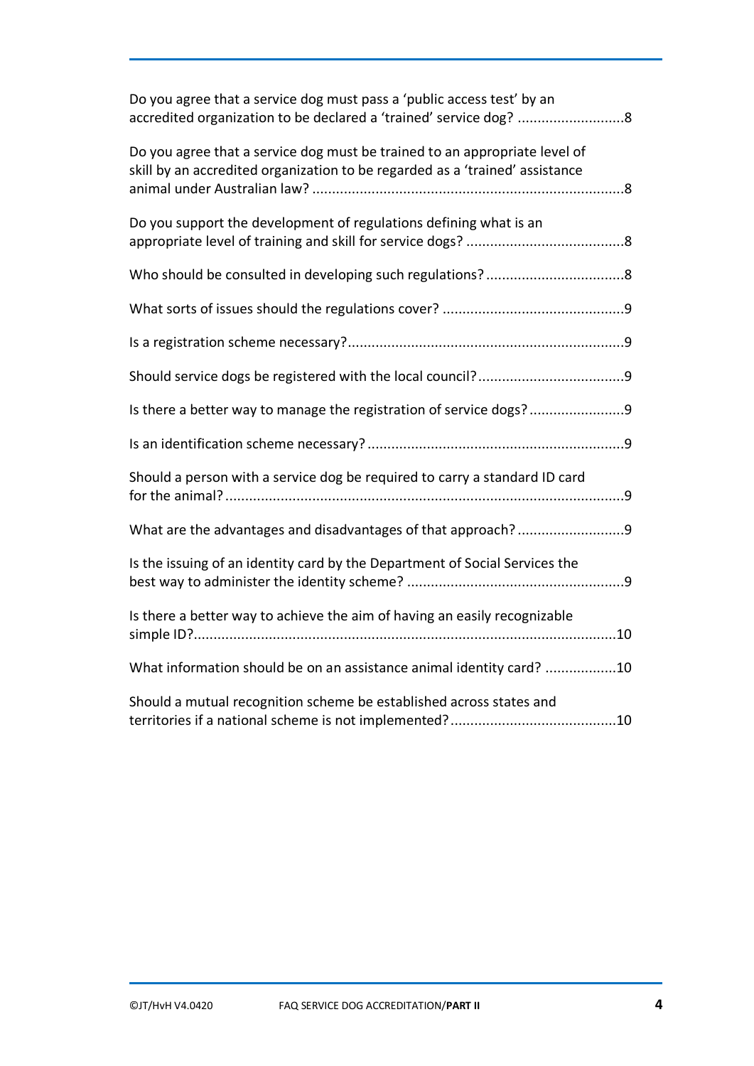Do you agree that a service dog must pass a 'public access test' by an accredited organization to be declared a 'trained' service dog? ..........................8

Do you agree that a service dog must be trained to an appropriate level of skill by an accredited organization to be regarded as a 'trained' assistance animal under Australian law? ..............................................................................8

Do you support the development of regulations defining what is an appropriate level of training and skill for service dogs? ........................................8

Who should be consulted in developing such regulations? ..................................8

What sorts of issues should the regulations cover? .............................................9

Is a registration scheme necessary?.....................................................................9

Should service dogs be registered with the local council?....................................9

Is there a better way to manage the registration of service dogs? ........................9

Is an identification scheme necessary? ................................................................9

Should a person with a service dog be required to carry a standard ID card for the animal? ....................................................................................................9

What are the advantages and disadvantages of that approach? ...........................9

Is the issuing of an identity card by the Department of Social Services the best way to administer the identity scheme? ......................................................9

Is there a better way to achieve the aim of having an easily recognizable simple ID?.........................................................................................................10

What information should be on an assistance animal identity card? ..................10

Should a mutual recognition scheme be established across states and territories if a national scheme is not implemented?..........................................10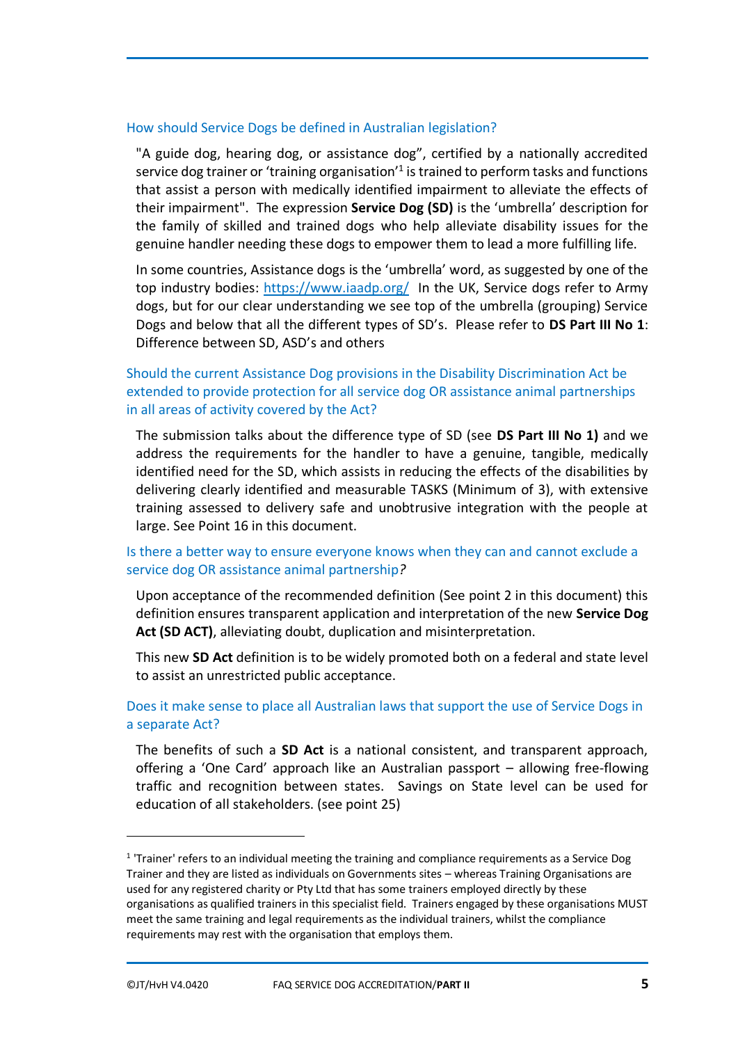### How should Service Dogs be defined in Australian legislation?

"A guide dog, hearing dog, or assistance dog", certified by a nationally accredited service dog trainer or 'training organisation'[1] is trained to perform tasks and functions that assist a person with medically identified impairment to alleviate the effects of their impairment". The expression **Service Dog (SD)** is the 'umbrella' description for the family of skilled and trained dogs who help alleviate disability issues for the genuine handler needing these dogs to empower them to lead a more fulfilling life.

In some countries, Assistance dogs is the 'umbrella' word, as suggested by one of the top industry bodies: https://www.iaadp.org/ In the UK, Service dogs refer to Army dogs, but for our clear understanding we see top of the umbrella (grouping) Service Dogs and below that all the different types of SD's. Please refer to **DS Part III No 1**: Difference between SD, ASD's and others

### Should the current Assistance Dog provisions in the Disability Discrimination Act be extended to provide protection for all service dog OR assistance animal partnerships in all areas of activity covered by the Act?

The submission talks about the difference type of SD (see **DS Part III No 1)** and we address the requirements for the handler to have a genuine, tangible, medically identified need for the SD, which assists in reducing the effects of the disabilities by delivering clearly identified and measurable TASKS (Minimum of 3), with extensive training assessed to delivery safe and unobtrusive integration with the people at large. See Point 16 in this document.

### Is there a better way to ensure everyone knows when they can and cannot exclude a service dog OR assistance animal partnership*?*

Upon acceptance of the recommended definition (See point 2 in this document) this definition ensures transparent application and interpretation of the new **Service Dog Act (SD ACT)**, alleviating doubt, duplication and misinterpretation.

This new **SD Act** definition is to be widely promoted both on a federal and state level to assist an unrestricted public acceptance.

### Does it make sense to place all Australian laws that support the use of Service Dogs in a separate Act?

The benefits of such a **SD Act** is a national consistent, and transparent approach, offering a 'One Card' approach like an Australian passport – allowing free-flowing traffic and recognition between states. Savings on State level can be used for education of all stakeholders. (see point 25)

---

[1] 'Trainer' refers to an individual meeting the training and compliance requirements as a Service Dog Trainer and they are listed as individuals on Governments sites – whereas Training Organisations are used for any registered charity or Pty Ltd that has some trainers employed directly by these organisations as qualified trainers in this specialist field. Trainers engaged by these organisations MUST meet the same training and legal requirements as the individual trainers, whilst the compliance requirements may rest with the organisation that employs them.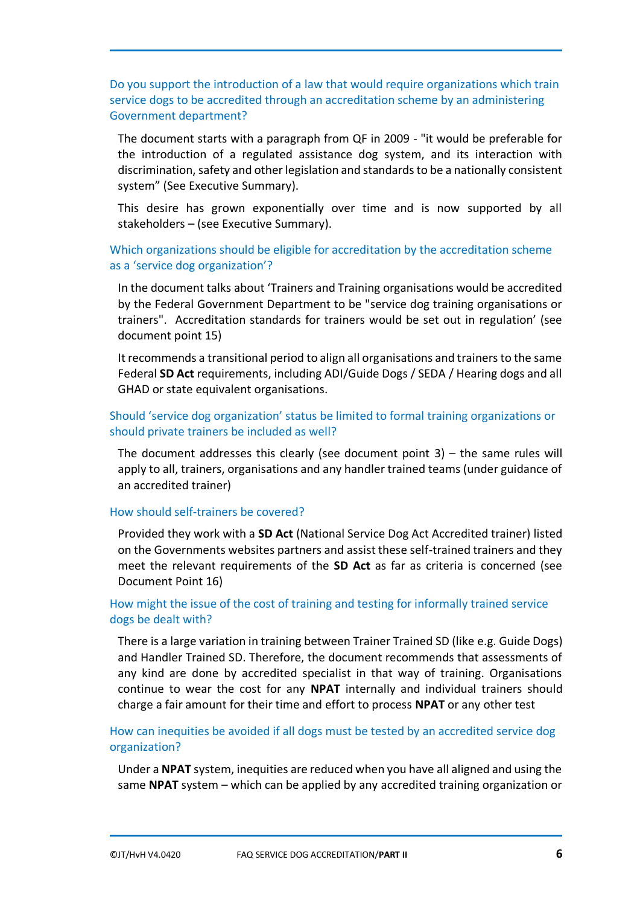### Do you support the introduction of a law that would require organizations which train service dogs to be accredited through an accreditation scheme by an administering Government department?

The document starts with a paragraph from QF in 2009 - "it would be preferable for the introduction of a regulated assistance dog system, and its interaction with discrimination, safety and other legislation and standards to be a nationally consistent system" (See Executive Summary).

This desire has grown exponentially over time and is now supported by all stakeholders – (see Executive Summary).

### Which organizations should be eligible for accreditation by the accreditation scheme as a 'service dog organization'?

In the document talks about 'Trainers and Training organisations would be accredited by the Federal Government Department to be "service dog training organisations or trainers". Accreditation standards for trainers would be set out in regulation' (see document point 15)

It recommends a transitional period to align all organisations and trainers to the same Federal **SD Act** requirements, including ADI/Guide Dogs / SEDA / Hearing dogs and all GHAD or state equivalent organisations.

### Should 'service dog organization' status be limited to formal training organizations or should private trainers be included as well?

The document addresses this clearly (see document point 3) – the same rules will apply to all, trainers, organisations and any handler trained teams (under guidance of an accredited trainer)

### How should self-trainers be covered?

Provided they work with a **SD Act** (National Service Dog Act Accredited trainer) listed on the Governments websites partners and assist these self-trained trainers and they meet the relevant requirements of the **SD Act** as far as criteria is concerned (see Document Point 16)

### How might the issue of the cost of training and testing for informally trained service dogs be dealt with?

There is a large variation in training between Trainer Trained SD (like e.g. Guide Dogs) and Handler Trained SD. Therefore, the document recommends that assessments of any kind are done by accredited specialist in that way of training. Organisations continue to wear the cost for any **NPAT** internally and individual trainers should charge a fair amount for their time and effort to process **NPAT** or any other test

### How can inequities be avoided if all dogs must be tested by an accredited service dog organization?

Under a **NPAT** system, inequities are reduced when you have all aligned and using the same **NPAT** system – which can be applied by any accredited training organization or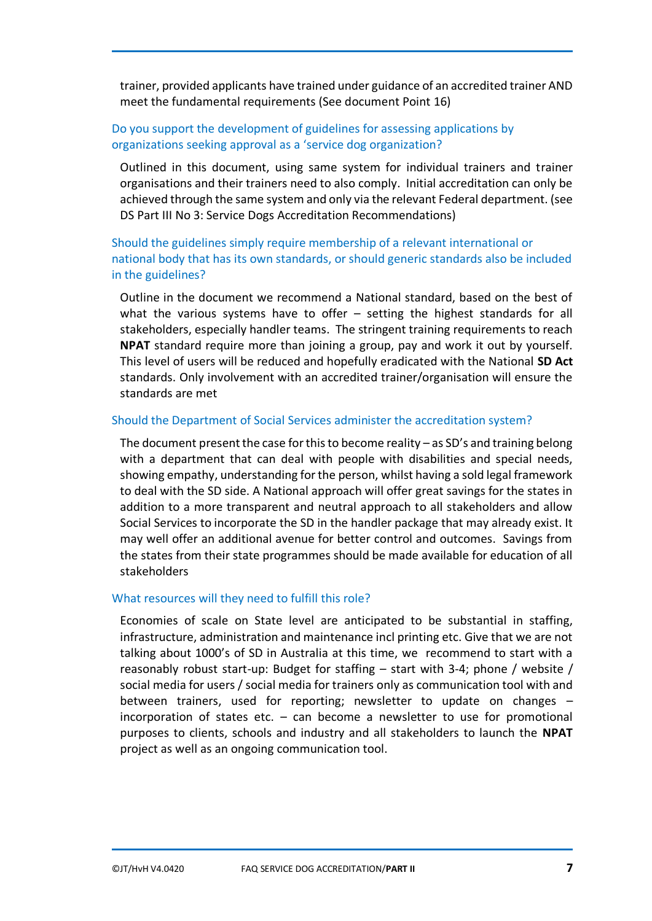trainer, provided applicants have trained under guidance of an accredited trainer AND meet the fundamental requirements (See document Point 16)

### Do you support the development of guidelines for assessing applications by organizations seeking approval as a 'service dog organization?

Outlined in this document, using same system for individual trainers and trainer organisations and their trainers need to also comply. Initial accreditation can only be achieved through the same system and only via the relevant Federal department. (see DS Part III No 3: Service Dogs Accreditation Recommendations)

### Should the guidelines simply require membership of a relevant international or national body that has its own standards, or should generic standards also be included in the guidelines?

Outline in the document we recommend a National standard, based on the best of what the various systems have to offer – setting the highest standards for all stakeholders, especially handler teams. The stringent training requirements to reach **NPAT** standard require more than joining a group, pay and work it out by yourself. This level of users will be reduced and hopefully eradicated with the National **SD Act** standards. Only involvement with an accredited trainer/organisation will ensure the standards are met

### Should the Department of Social Services administer the accreditation system?

The document present the case for this to become reality – as SD's and training belong with a department that can deal with people with disabilities and special needs, showing empathy, understanding for the person, whilst having a sold legal framework to deal with the SD side. A National approach will offer great savings for the states in addition to a more transparent and neutral approach to all stakeholders and allow Social Services to incorporate the SD in the handler package that may already exist. It may well offer an additional avenue for better control and outcomes. Savings from the states from their state programmes should be made available for education of all stakeholders

### What resources will they need to fulfill this role?

Economies of scale on State level are anticipated to be substantial in staffing, infrastructure, administration and maintenance incl printing etc. Give that we are not talking about 1000's of SD in Australia at this time, we recommend to start with a reasonably robust start-up: Budget for staffing – start with 3-4; phone / website / social media for users / social media for trainers only as communication tool with and between trainers, used for reporting; newsletter to update on changes – incorporation of states etc. – can become a newsletter to use for promotional purposes to clients, schools and industry and all stakeholders to launch the **NPAT** project as well as an ongoing communication tool.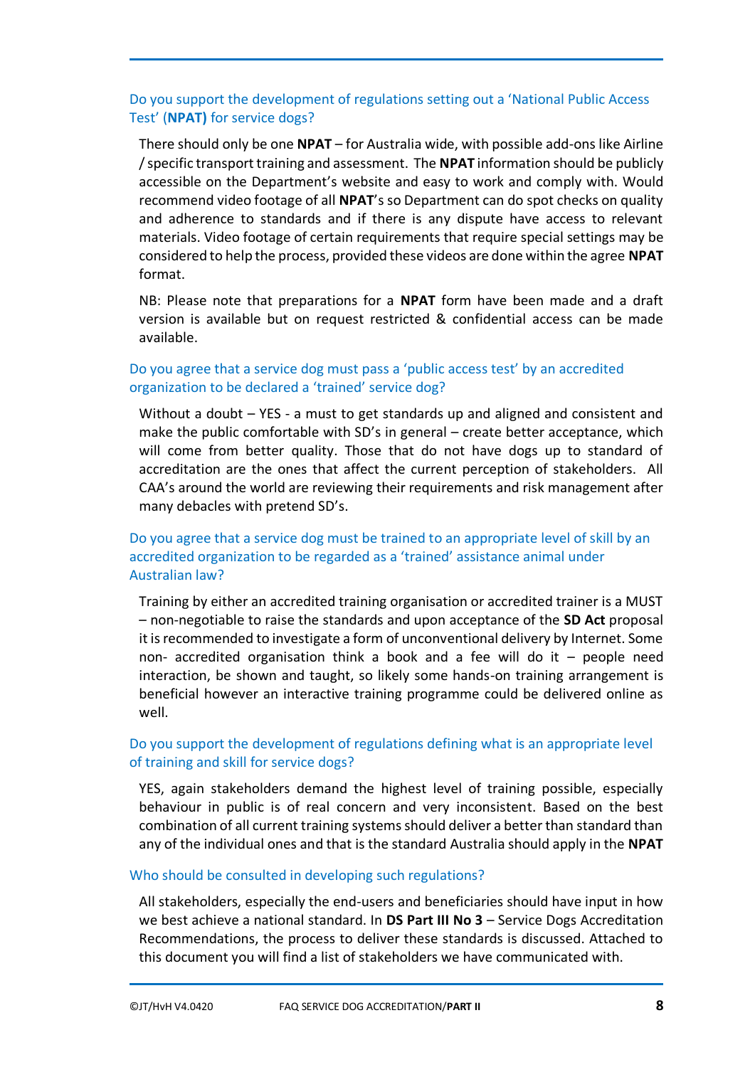### Do you support the development of regulations setting out a 'National Public Access Test' (**NPAT)** for service dogs?

There should only be one **NPAT** – for Australia wide, with possible add-ons like Airline / specific transport training and assessment. The **NPAT** information should be publicly accessible on the Department's website and easy to work and comply with. Would recommend video footage of all **NPAT**'s so Department can do spot checks on quality and adherence to standards and if there is any dispute have access to relevant materials. Video footage of certain requirements that require special settings may be considered to help the process, provided these videos are done within the agree **NPAT** format.

NB: Please note that preparations for a **NPAT** form have been made and a draft version is available but on request restricted & confidential access can be made available.

### Do you agree that a service dog must pass a 'public access test' by an accredited organization to be declared a 'trained' service dog?

Without a doubt – YES - a must to get standards up and aligned and consistent and make the public comfortable with SD's in general – create better acceptance, which will come from better quality. Those that do not have dogs up to standard of accreditation are the ones that affect the current perception of stakeholders. All CAA's around the world are reviewing their requirements and risk management after many debacles with pretend SD's.

### Do you agree that a service dog must be trained to an appropriate level of skill by an accredited organization to be regarded as a 'trained' assistance animal under Australian law?

Training by either an accredited training organisation or accredited trainer is a MUST – non-negotiable to raise the standards and upon acceptance of the **SD Act** proposal it is recommended to investigate a form of unconventional delivery by Internet. Some non- accredited organisation think a book and a fee will do it – people need interaction, be shown and taught, so likely some hands-on training arrangement is beneficial however an interactive training programme could be delivered online as well.

### Do you support the development of regulations defining what is an appropriate level of training and skill for service dogs?

YES, again stakeholders demand the highest level of training possible, especially behaviour in public is of real concern and very inconsistent. Based on the best combination of all current training systems should deliver a better than standard than any of the individual ones and that is the standard Australia should apply in the **NPAT**

### Who should be consulted in developing such regulations?

All stakeholders, especially the end-users and beneficiaries should have input in how we best achieve a national standard. In **DS Part III No 3** – Service Dogs Accreditation Recommendations, the process to deliver these standards is discussed. Attached to this document you will find a list of stakeholders we have communicated with.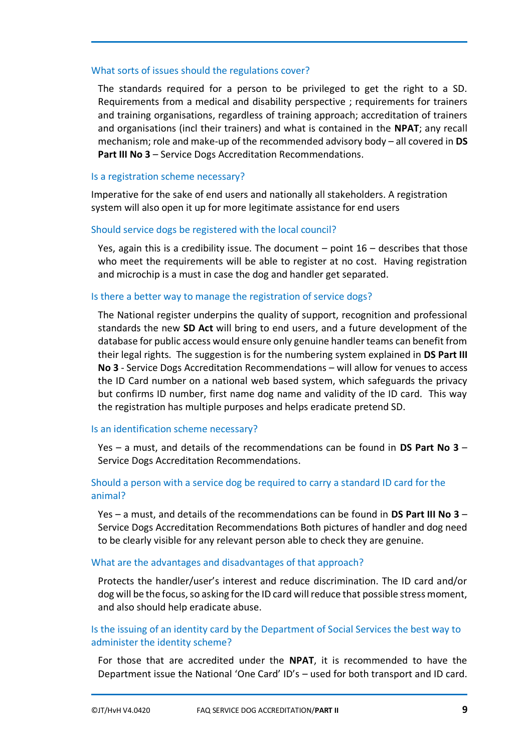### What sorts of issues should the regulations cover?

The standards required for a person to be privileged to get the right to a SD. Requirements from a medical and disability perspective ; requirements for trainers and training organisations, regardless of training approach; accreditation of trainers and organisations (incl their trainers) and what is contained in the **NPAT**; any recall mechanism; role and make-up of the recommended advisory body – all covered in **DS Part III No 3** – Service Dogs Accreditation Recommendations.

### Is a registration scheme necessary?

Imperative for the sake of end users and nationally all stakeholders. A registration system will also open it up for more legitimate assistance for end users

### Should service dogs be registered with the local council?

Yes, again this is a credibility issue. The document – point 16 – describes that those who meet the requirements will be able to register at no cost. Having registration and microchip is a must in case the dog and handler get separated.

### Is there a better way to manage the registration of service dogs?

The National register underpins the quality of support, recognition and professional standards the new **SD Act** will bring to end users, and a future development of the database for public access would ensure only genuine handler teams can benefit from their legal rights. The suggestion is for the numbering system explained in **DS Part III No 3** - Service Dogs Accreditation Recommendations – will allow for venues to access the ID Card number on a national web based system, which safeguards the privacy but confirms ID number, first name dog name and validity of the ID card. This way the registration has multiple purposes and helps eradicate pretend SD.

### Is an identification scheme necessary?

Yes – a must, and details of the recommendations can be found in **DS Part No 3** – Service Dogs Accreditation Recommendations.

### Should a person with a service dog be required to carry a standard ID card for the animal?

Yes – a must, and details of the recommendations can be found in **DS Part III No 3** – Service Dogs Accreditation Recommendations Both pictures of handler and dog need to be clearly visible for any relevant person able to check they are genuine.

### What are the advantages and disadvantages of that approach?

Protects the handler/user's interest and reduce discrimination. The ID card and/or dog will be the focus, so asking for the ID card will reduce that possible stress moment, and also should help eradicate abuse.

### Is the issuing of an identity card by the Department of Social Services the best way to administer the identity scheme?

For those that are accredited under the **NPAT**, it is recommended to have the Department issue the National 'One Card' ID's – used for both transport and ID card.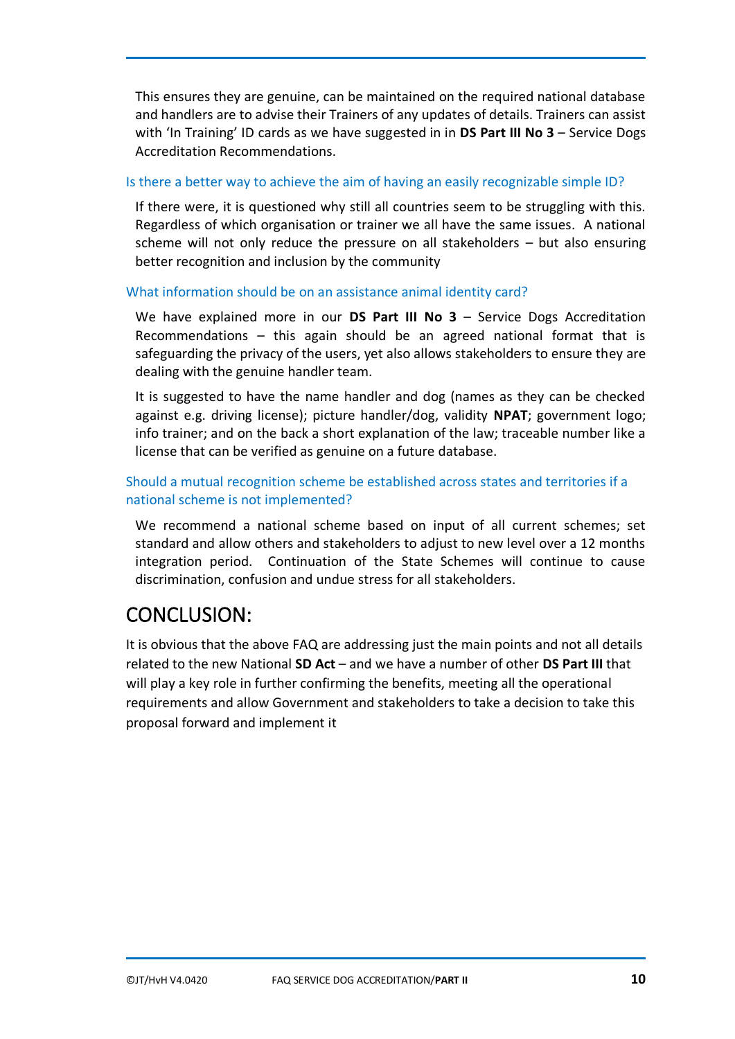This ensures they are genuine, can be maintained on the required national database and handlers are to advise their Trainers of any updates of details. Trainers can assist with 'In Training' ID cards as we have suggested in in **DS Part III No 3** – Service Dogs Accreditation Recommendations.

### Is there a better way to achieve the aim of having an easily recognizable simple ID?

If there were, it is questioned why still all countries seem to be struggling with this. Regardless of which organisation or trainer we all have the same issues. A national scheme will not only reduce the pressure on all stakeholders – but also ensuring better recognition and inclusion by the community

### What information should be on an assistance animal identity card?

We have explained more in our **DS Part III No 3** – Service Dogs Accreditation Recommendations – this again should be an agreed national format that is safeguarding the privacy of the users, yet also allows stakeholders to ensure they are dealing with the genuine handler team.

It is suggested to have the name handler and dog (names as they can be checked against e.g. driving license); picture handler/dog, validity **NPAT**; government logo; info trainer; and on the back a short explanation of the law; traceable number like a license that can be verified as genuine on a future database.

### Should a mutual recognition scheme be established across states and territories if a national scheme is not implemented?

We recommend a national scheme based on input of all current schemes; set standard and allow others and stakeholders to adjust to new level over a 12 months integration period. Continuation of the State Schemes will continue to cause discrimination, confusion and undue stress for all stakeholders.

# CONCLUSION:

It is obvious that the above FAQ are addressing just the main points and not all details related to the new National **SD Act** – and we have a number of other **DS Part III** that will play a key role in further confirming the benefits, meeting all the operational requirements and allow Government and stakeholders to take a decision to take this proposal forward and implement it